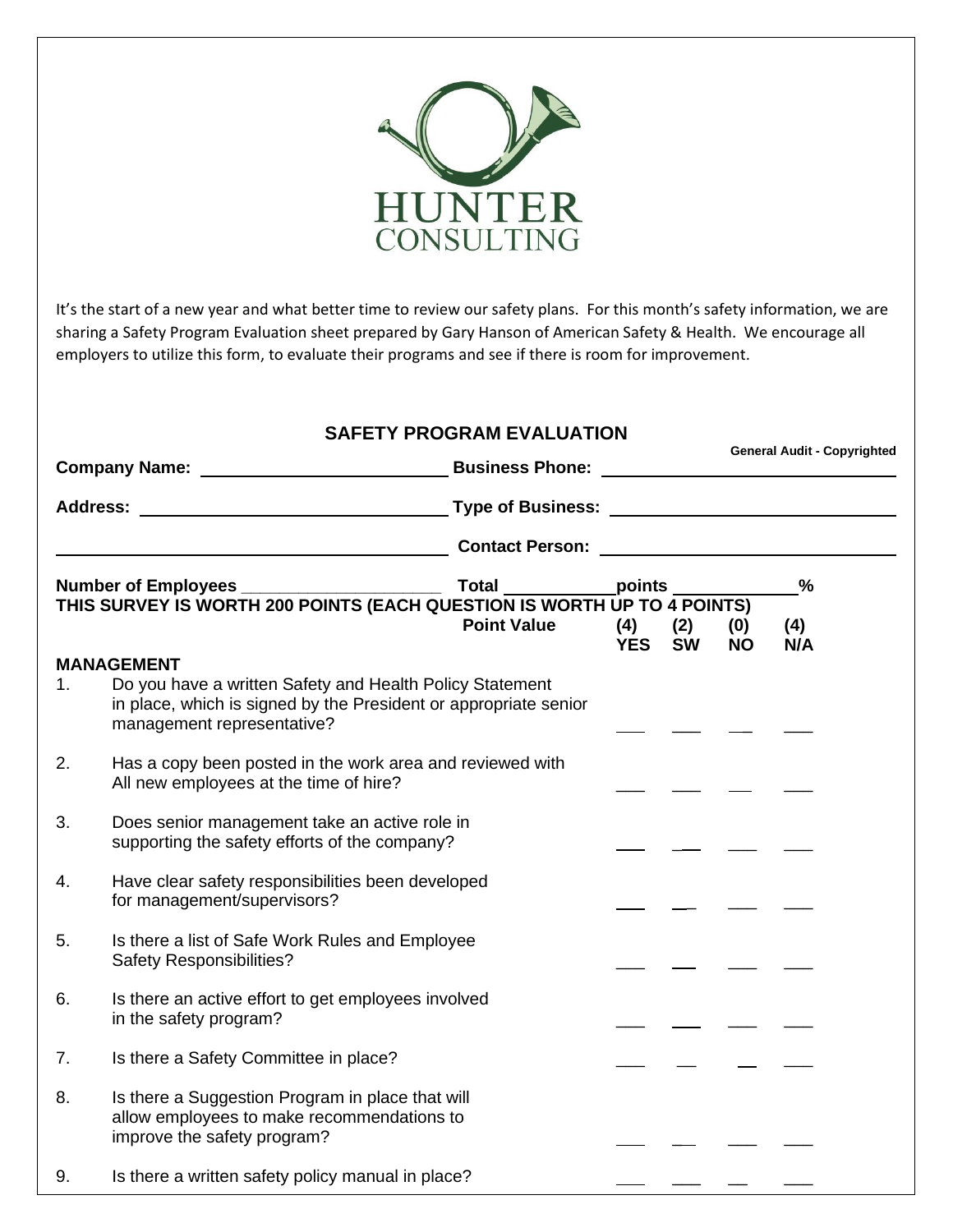HUNTER
CONSULTING

It's the start of a new year and what better time to review our safety plans. For this month's safety information, we are sharing a Safety Program Evaluation sheet prepared by Gary Hanson of American Safety & Health. We encourage all employers to utilize this form, to evaluate their programs and see if there is room for improvement.

## SAFETY PROGRAM EVALUATION

**General Audit - Copyrighted**

**Company Name:** ______________________ **Business Phone:** ______________________

**Address:** ______________________ **Type of Business:** ______________________

______________________ **Contact Person:** ______________________

**Number of Employees** ____________________ **Total** ___________ **points** ____________ **%**

**THIS SURVEY IS WORTH 200 POINTS (EACH QUESTION IS WORTH UP TO 4 POINTS)**

| | **Point Value** | **(4) YES** | **(2) SW** | **(0) NO** | **(4) N/A** |
|---|---|---|---|---|---|
| **MANAGEMENT** | | | | | |
| 1. Do you have a written Safety and Health Policy Statement in place, which is signed by the President or appropriate senior management representative? | | ___ | ___ | ___ | ___ |
| 2. Has a copy been posted in the work area and reviewed with All new employees at the time of hire? | | ___ | ___ | ___ | ___ |
| 3. Does senior management take an active role in supporting the safety efforts of the company? | | ___ | ___ | ___ | ___ |
| 4. Have clear safety responsibilities been developed for management/supervisors? | | ___ | ___ | ___ | ___ |
| 5. Is there a list of Safe Work Rules and Employee Safety Responsibilities? | | ___ | ___ | ___ | ___ |
| 6. Is there an active effort to get employees involved in the safety program? | | ___ | ___ | ___ | ___ |
| 7. Is there a Safety Committee in place? | | ___ | ___ | ___ | ___ |
| 8. Is there a Suggestion Program in place that will allow employees to make recommendations to improve the safety program? | | ___ | ___ | ___ | ___ |
| 9. Is there a written safety policy manual in place? | | ___ | ___ | ___ | ___ |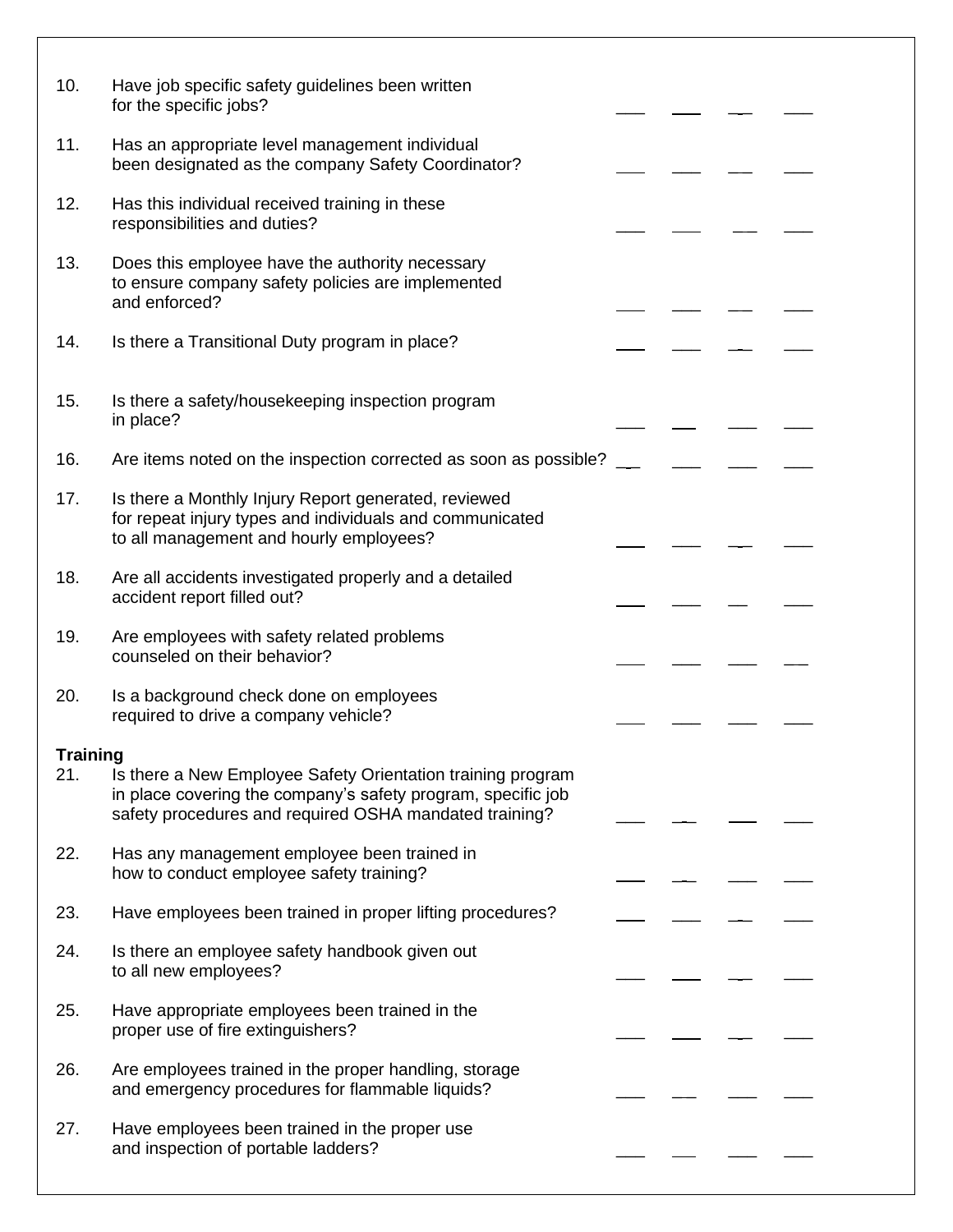| | | | | | |
|---|---|---|---|---|---|
| 10. | Have job specific safety guidelines been written for the specific jobs? | ___ | ___ | ___ | ___ |
| 11. | Has an appropriate level management individual been designated as the company Safety Coordinator? | ___ | ___ | ___ | ___ |
| 12. | Has this individual received training in these responsibilities and duties? | ___ | ___ | ___ | ___ |
| 13. | Does this employee have the authority necessary to ensure company safety policies are implemented and enforced? | ___ | ___ | ___ | ___ |
| 14. | Is there a Transitional Duty program in place? | ___ | ___ | ___ | ___ |
| 15. | Is there a safety/housekeeping inspection program in place? | ___ | ___ | ___ | ___ |
| 16. | Are items noted on the inspection corrected as soon as possible? | ___ | ___ | ___ | ___ |
| 17. | Is there a Monthly Injury Report generated, reviewed for repeat injury types and individuals and communicated to all management and hourly employees? | ___ | ___ | ___ | ___ |
| 18. | Are all accidents investigated properly and a detailed accident report filled out? | ___ | ___ | ___ | ___ |
| 19. | Are employees with safety related problems counseled on their behavior? | ___ | ___ | ___ | ___ |
| 20. | Is a background check done on employees required to drive a company vehicle? | ___ | ___ | ___ | ___ |

**Training**

| | | | | | |
|---|---|---|---|---|---|
| 21. | Is there a New Employee Safety Orientation training program in place covering the company's safety program, specific job safety procedures and required OSHA mandated training? | ___ | ___ | ___ | ___ |
| 22. | Has any management employee been trained in how to conduct employee safety training? | ___ | ___ | ___ | ___ |
| 23. | Have employees been trained in proper lifting procedures? | ___ | ___ | ___ | ___ |
| 24. | Is there an employee safety handbook given out to all new employees? | ___ | ___ | ___ | ___ |
| 25. | Have appropriate employees been trained in the proper use of fire extinguishers? | ___ | ___ | ___ | ___ |
| 26. | Are employees trained in the proper handling, storage and emergency procedures for flammable liquids? | ___ | ___ | ___ | ___ |
| 27. | Have employees been trained in the proper use and inspection of portable ladders? | ___ | ___ | ___ | ___ |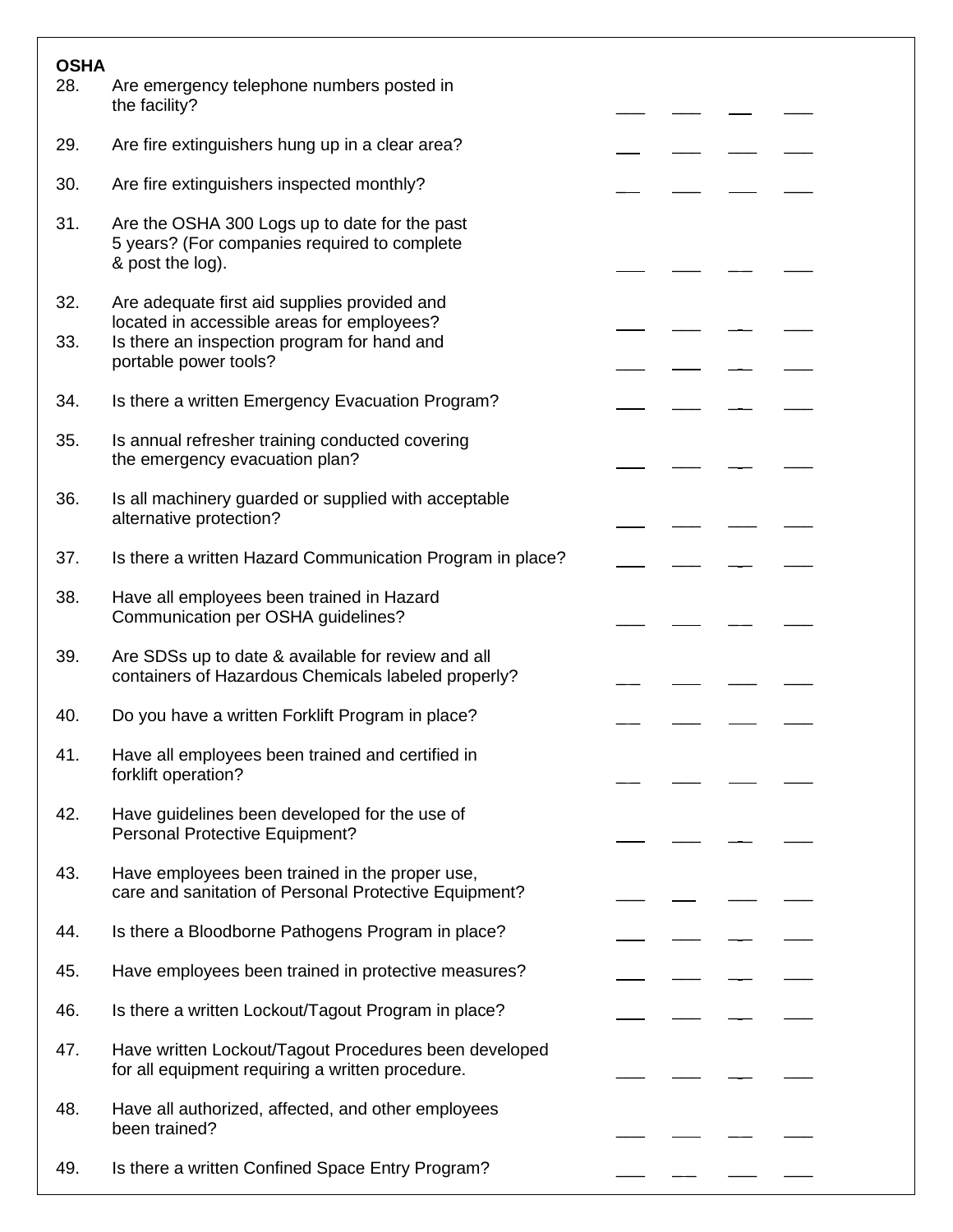**OSHA**

| # | Question | | | | |
|---|---|---|---|---|---|
| 28. | Are emergency telephone numbers posted in the facility? | ___ | ___ | ___ | ___ |
| 29. | Are fire extinguishers hung up in a clear area? | ___ | ___ | ___ | ___ |
| 30. | Are fire extinguishers inspected monthly? | ___ | ___ | ___ | ___ |
| 31. | Are the OSHA 300 Logs up to date for the past 5 years? (For companies required to complete & post the log). | ___ | ___ | ___ | ___ |
| 32. | Are adequate first aid supplies provided and located in accessible areas for employees? | ___ | ___ | ___ | ___ |
| 33. | Is there an inspection program for hand and portable power tools? | ___ | ___ | ___ | ___ |
| 34. | Is there a written Emergency Evacuation Program? | ___ | ___ | ___ | ___ |
| 35. | Is annual refresher training conducted covering the emergency evacuation plan? | ___ | ___ | ___ | ___ |
| 36. | Is all machinery guarded or supplied with acceptable alternative protection? | ___ | ___ | ___ | ___ |
| 37. | Is there a written Hazard Communication Program in place? | ___ | ___ | ___ | ___ |
| 38. | Have all employees been trained in Hazard Communication per OSHA guidelines? | ___ | ___ | ___ | ___ |
| 39. | Are SDSs up to date & available for review and all containers of Hazardous Chemicals labeled properly? | ___ | ___ | ___ | ___ |
| 40. | Do you have a written Forklift Program in place? | ___ | ___ | ___ | ___ |
| 41. | Have all employees been trained and certified in forklift operation? | ___ | ___ | ___ | ___ |
| 42. | Have guidelines been developed for the use of Personal Protective Equipment? | ___ | ___ | ___ | ___ |
| 43. | Have employees been trained in the proper use, care and sanitation of Personal Protective Equipment? | ___ | ___ | ___ | ___ |
| 44. | Is there a Bloodborne Pathogens Program in place? | ___ | ___ | ___ | ___ |
| 45. | Have employees been trained in protective measures? | ___ | ___ | ___ | ___ |
| 46. | Is there a written Lockout/Tagout Program in place? | ___ | ___ | ___ | ___ |
| 47. | Have written Lockout/Tagout Procedures been developed for all equipment requiring a written procedure. | ___ | ___ | ___ | ___ |
| 48. | Have all authorized, affected, and other employees been trained? | ___ | ___ | ___ | ___ |
| 49. | Is there a written Confined Space Entry Program? | ___ | ___ | ___ | ___ |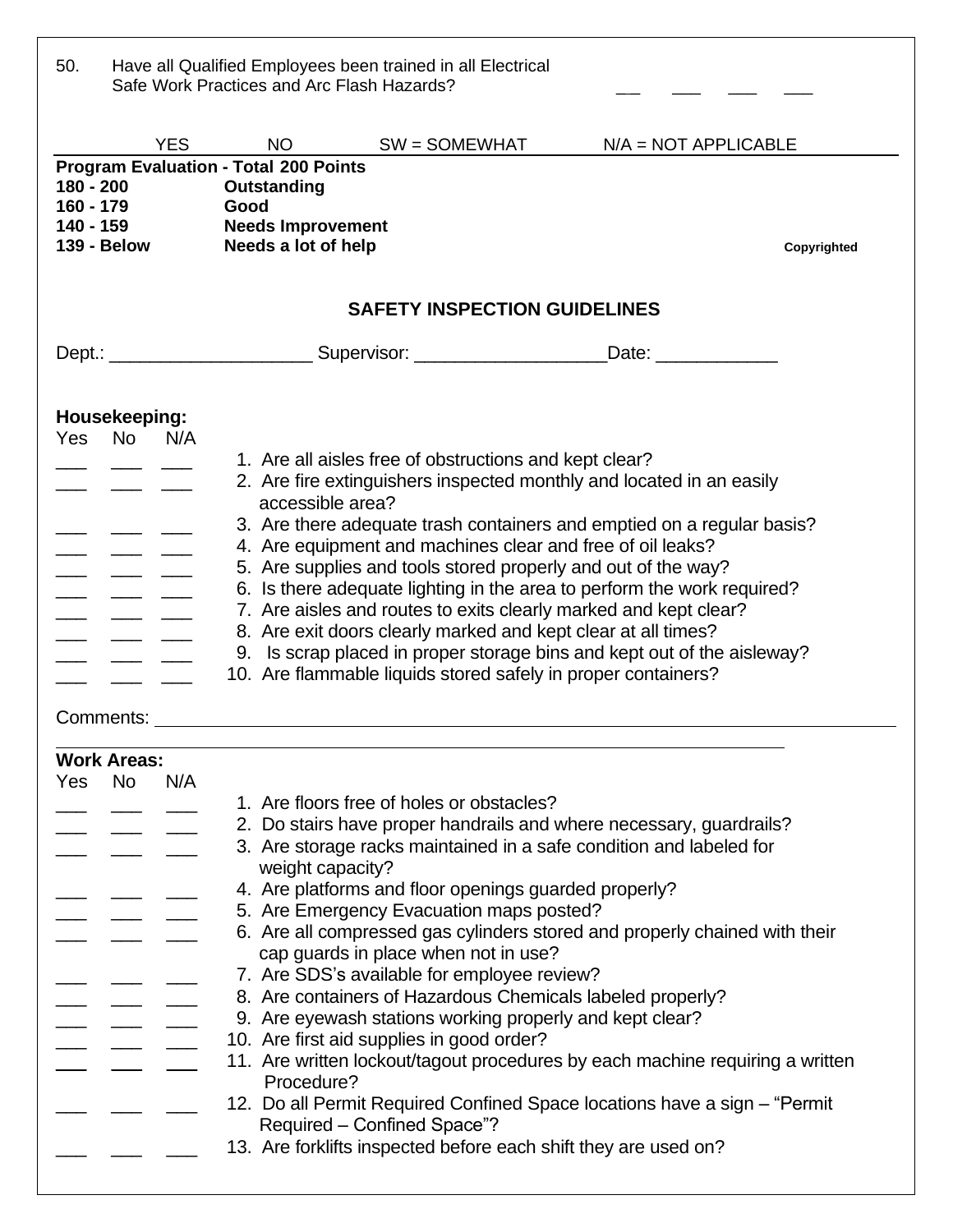50. Have all Qualified Employees been trained in all Electrical Safe Work Practices and Arc Flash Hazards? ___ ___ ___ ___

YES NO SW = SOMEWHAT N/A = NOT APPLICABLE

**Program Evaluation - Total 200 Points**

| | |
|---|---|
| **180 - 200** | **Outstanding** |
| **160 - 179** | **Good** |
| **140 - 159** | **Needs Improvement** |
| **139 - Below** | **Needs a lot of help** |

**Copyrighted**

## SAFETY INSPECTION GUIDELINES

Dept.: ____________________ Supervisor: ___________________Date: ____________

**Housekeeping:**

| Yes | No | N/A | |
|---|---|---|---|
| ___ | ___ | ___ | 1. Are all aisles free of obstructions and kept clear? |
| ___ | ___ | ___ | 2. Are fire extinguishers inspected monthly and located in an easily accessible area? |
| ___ | ___ | ___ | 3. Are there adequate trash containers and emptied on a regular basis? |
| ___ | ___ | ___ | 4. Are equipment and machines clear and free of oil leaks? |
| ___ | ___ | ___ | 5. Are supplies and tools stored properly and out of the way? |
| ___ | ___ | ___ | 6. Is there adequate lighting in the area to perform the work required? |
| ___ | ___ | ___ | 7. Are aisles and routes to exits clearly marked and kept clear? |
| ___ | ___ | ___ | 8. Are exit doors clearly marked and kept clear at all times? |
| ___ | ___ | ___ | 9. Is scrap placed in proper storage bins and kept out of the aisleway? |
| ___ | ___ | ___ | 10. Are flammable liquids stored safely in proper containers? |

Comments: ______________________________________________________________

**Work Areas:**

| Yes | No | N/A | |
|---|---|---|---|
| ___ | ___ | ___ | 1. Are floors free of holes or obstacles? |
| ___ | ___ | ___ | 2. Do stairs have proper handrails and where necessary, guardrails? |
| ___ | ___ | ___ | 3. Are storage racks maintained in a safe condition and labeled for weight capacity? |
| ___ | ___ | ___ | 4. Are platforms and floor openings guarded properly? |
| ___ | ___ | ___ | 5. Are Emergency Evacuation maps posted? |
| ___ | ___ | ___ | 6. Are all compressed gas cylinders stored and properly chained with their cap guards in place when not in use? |
| ___ | ___ | ___ | 7. Are SDS's available for employee review? |
| ___ | ___ | ___ | 8. Are containers of Hazardous Chemicals labeled properly? |
| ___ | ___ | ___ | 9. Are eyewash stations working properly and kept clear? |
| ___ | ___ | ___ | 10. Are first aid supplies in good order? |
| ___ | ___ | ___ | 11. Are written lockout/tagout procedures by each machine requiring a written Procedure? |
| ___ | ___ | ___ | 12. Do all Permit Required Confined Space locations have a sign – "Permit Required – Confined Space"? |
| ___ | ___ | ___ | 13. Are forklifts inspected before each shift they are used on? |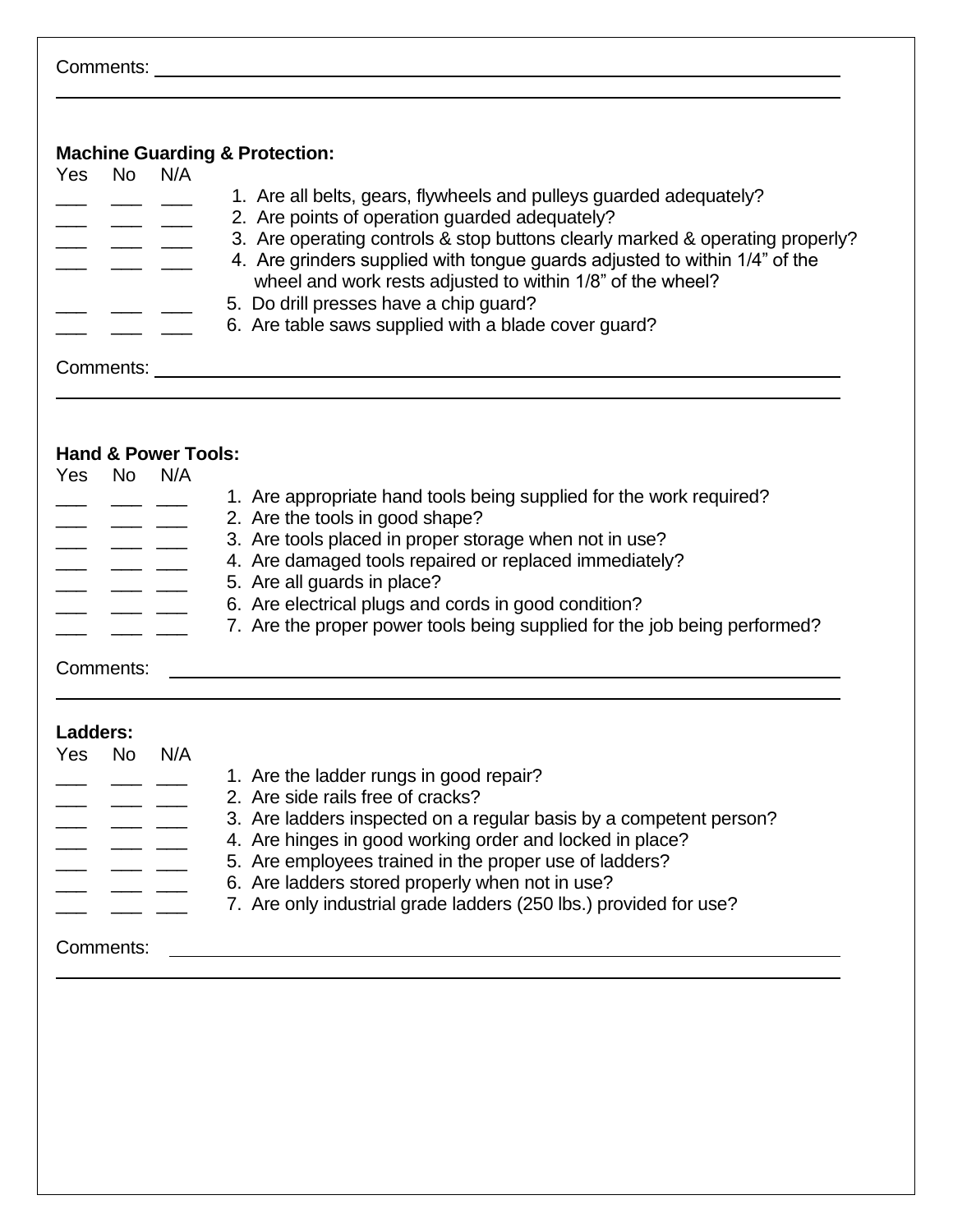Comments: ______________________________________________________________

______________________________________________________________

**Machine Guarding & Protection:**

| Yes | No | N/A | |
|---|---|---|---|
| ___ | ___ | ___ | 1. Are all belts, gears, flywheels and pulleys guarded adequately? |
| ___ | ___ | ___ | 2. Are points of operation guarded adequately? |
| ___ | ___ | ___ | 3. Are operating controls & stop buttons clearly marked & operating properly? |
| ___ | ___ | ___ | 4. Are grinders supplied with tongue guards adjusted to within 1/4" of the wheel and work rests adjusted to within 1/8" of the wheel? |
| ___ | ___ | ___ | 5. Do drill presses have a chip guard? |
| ___ | ___ | ___ | 6. Are table saws supplied with a blade cover guard? |

Comments: ______________________________________________________________

______________________________________________________________

**Hand & Power Tools:**

| Yes | No | N/A | |
|---|---|---|---|
| ___ | ___ | ___ | 1. Are appropriate hand tools being supplied for the work required? |
| ___ | ___ | ___ | 2. Are the tools in good shape? |
| ___ | ___ | ___ | 3. Are tools placed in proper storage when not in use? |
| ___ | ___ | ___ | 4. Are damaged tools repaired or replaced immediately? |
| ___ | ___ | ___ | 5. Are all guards in place? |
| ___ | ___ | ___ | 6. Are electrical plugs and cords in good condition? |
| ___ | ___ | ___ | 7. Are the proper power tools being supplied for the job being performed? |

Comments: ______________________________________________________________

______________________________________________________________

**Ladders:**

| Yes | No | N/A | |
|---|---|---|---|
| ___ | ___ | ___ | 1. Are the ladder rungs in good repair? |
| ___ | ___ | ___ | 2. Are side rails free of cracks? |
| ___ | ___ | ___ | 3. Are ladders inspected on a regular basis by a competent person? |
| ___ | ___ | ___ | 4. Are hinges in good working order and locked in place? |
| ___ | ___ | ___ | 5. Are employees trained in the proper use of ladders? |
| ___ | ___ | ___ | 6. Are ladders stored properly when not in use? |
| ___ | ___ | ___ | 7. Are only industrial grade ladders (250 lbs.) provided for use? |

Comments: ______________________________________________________________

______________________________________________________________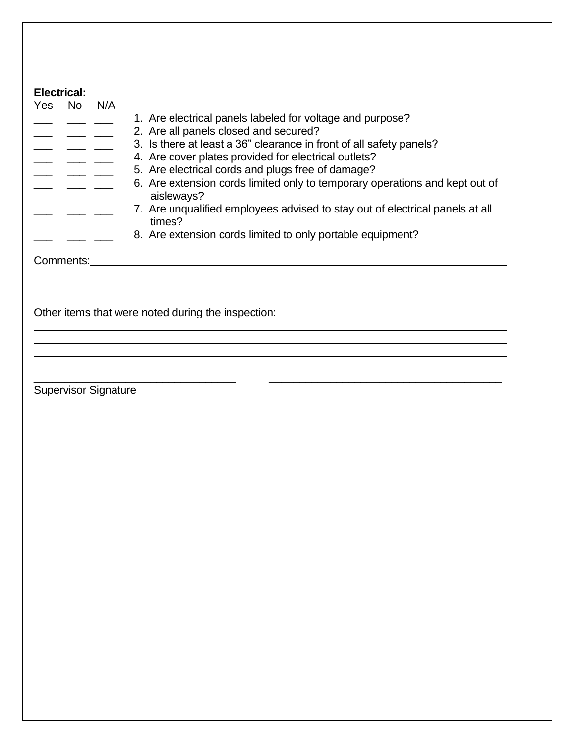**Electrical:**

| Yes | No | N/A | |
|---|---|---|---|
| ___ | ___ | ___ | 1. Are electrical panels labeled for voltage and purpose? |
| ___ | ___ | ___ | 2. Are all panels closed and secured? |
| ___ | ___ | ___ | 3. Is there at least a 36" clearance in front of all safety panels? |
| ___ | ___ | ___ | 4. Are cover plates provided for electrical outlets? |
| ___ | ___ | ___ | 5. Are electrical cords and plugs free of damage? |
| ___ | ___ | ___ | 6. Are extension cords limited only to temporary operations and kept out of aisleways? |
| ___ | ___ | ___ | 7. Are unqualified employees advised to stay out of electrical panels at all times? |
| ___ | ___ | ___ | 8. Are extension cords limited to only portable equipment? |

Comments: ________________________________________________________________

__________________________________________________________________________

Other items that were noted during the inspection: ___________________________

__________________________________________________________________________

__________________________________________________________________________

__________________________________________________________________________

_________________________________ _____________________________________

Supervisor Signature